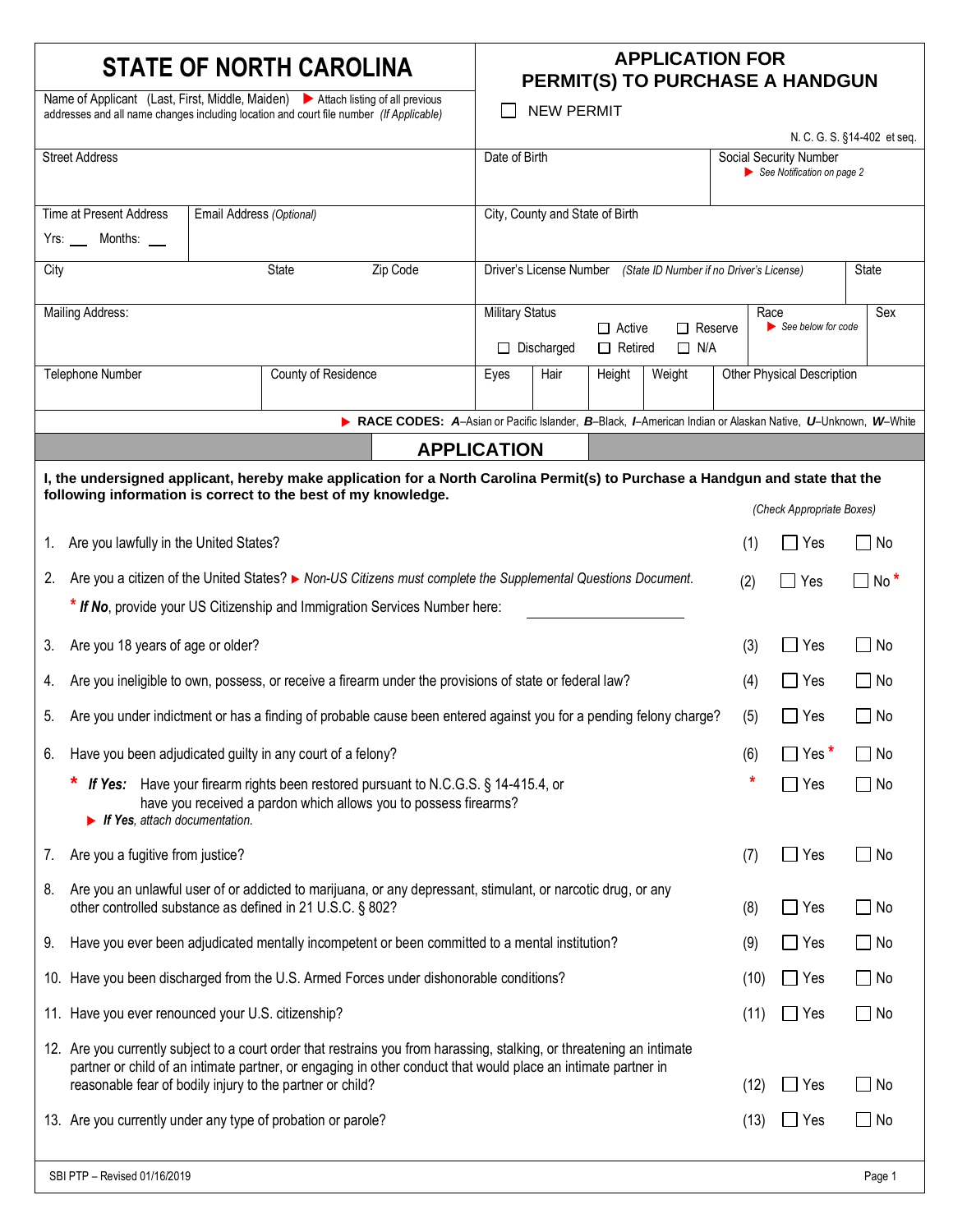# STATE OF NORTH CAROLINA

## APPLICATION FOR PERMIT(S) TO PURCHASE A HANDGUN

☐ NEW PERMIT

N. C. G. S. §14-402 et seq.

| Name of Applicant (Last, First, Middle, Maiden) ▶ Attach listing of all previous addresses and all name changes including location and court file number *(If Applicable)* | | | | | | |
|---|---|---|---|---|---|---|
| Street Address | | | Date of Birth | | Social Security Number ▶ *See Notification on page 2* | |
| Time at Present Address Yrs: ___ Months: ___ | Email Address *(Optional)* | | City, County and State of Birth | | | |
| City | State | Zip Code | Driver's License Number *(State ID Number if no Driver's License)* | | | State |
| Mailing Address: | | | Military Status ☐ Active ☐ Reserve ☐ Discharged ☐ Retired ☐ N/A | | Race ▶ *See below for code* | Sex |
| Telephone Number | County of Residence | | Eyes / Hair / Height / Weight | | Other Physical Description | |

▶ **RACE CODES:** ***A***–Asian or Pacific Islander, ***B***–Black, ***I***–American Indian or Alaskan Native, ***U***–Unknown, ***W***–White

## APPLICATION

**I, the undersigned applicant, hereby make application for a North Carolina Permit(s) to Purchase a Handgun and state that the following information is correct to the best of my knowledge.**

*(Check Appropriate Boxes)*

1. Are you lawfully in the United States? (1) ☐ Yes ☐ No
2. Are you a citizen of the United States? ▶ *Non-US Citizens must complete the Supplemental Questions Document.* (2) ☐ Yes ☐ No *
   * ***If No**, provide your US Citizenship and Immigration Services Number here:* ____________________
3. Are you 18 years of age or older? (3) ☐ Yes ☐ No
4. Are you ineligible to own, possess, or receive a firearm under the provisions of state or federal law? (4) ☐ Yes ☐ No
5. Are you under indictment or has a finding of probable cause been entered against you for a pending felony charge? (5) ☐ Yes ☐ No
6. Have you been adjudicated guilty in any court of a felony? (6) ☐ Yes * ☐ No
   * ***If Yes:*** Have your firearm rights been restored pursuant to N.C.G.S. § 14-415.4, or have you received a pardon which allows you to possess firearms? * ☐ Yes ☐ No
   ▶ ***If Yes**, attach documentation.*
7. Are you a fugitive from justice? (7) ☐ Yes ☐ No
8. Are you an unlawful user of or addicted to marijuana, or any depressant, stimulant, or narcotic drug, or any other controlled substance as defined in 21 U.S.C. § 802? (8) ☐ Yes ☐ No
9. Have you ever been adjudicated mentally incompetent or been committed to a mental institution? (9) ☐ Yes ☐ No
10. Have you been discharged from the U.S. Armed Forces under dishonorable conditions? (10) ☐ Yes ☐ No
11. Have you ever renounced your U.S. citizenship? (11) ☐ Yes ☐ No
12. Are you currently subject to a court order that restrains you from harassing, stalking, or threatening an intimate partner or child of an intimate partner, or engaging in other conduct that would place an intimate partner in reasonable fear of bodily injury to the partner or child? (12) ☐ Yes ☐ No
13. Are you currently under any type of probation or parole? (13) ☐ Yes ☐ No

SBI PTP – Revised 01/16/2019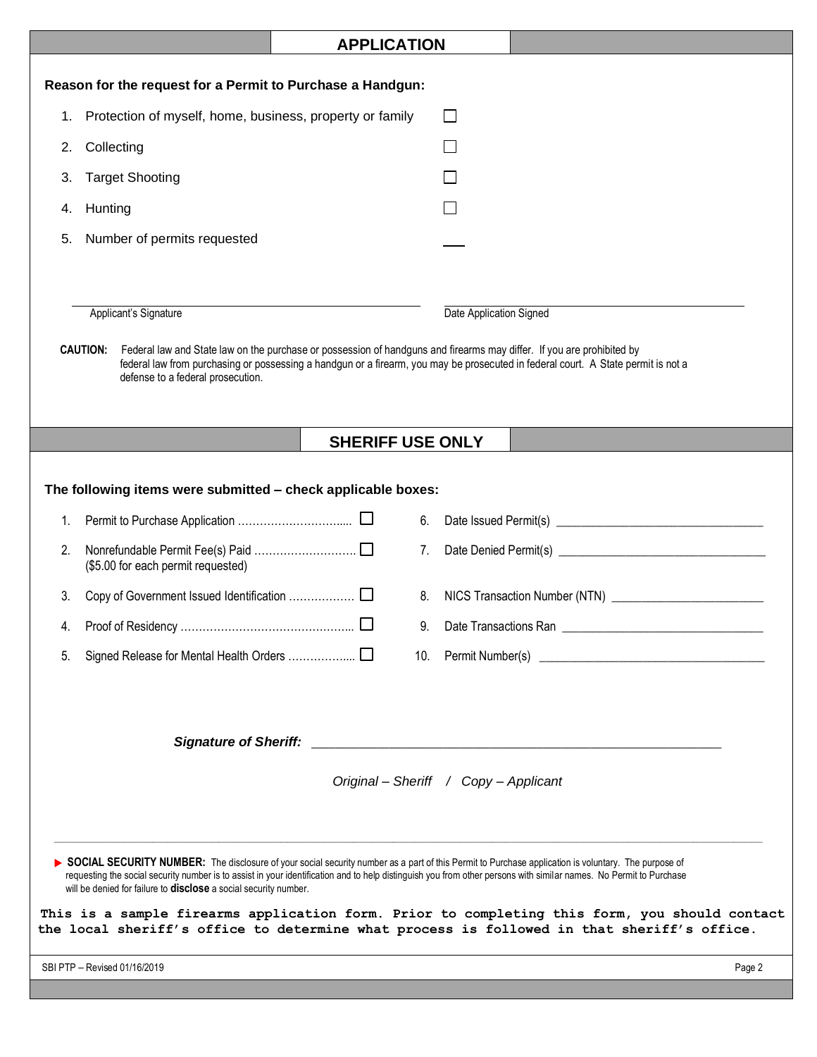## APPLICATION

**Reason for the request for a Permit to Purchase a Handgun:**

1. Protection of myself, home, business, property or family ☐
2. Collecting ☐
3. Target Shooting ☐
4. Hunting ☐
5. Number of permits requested \_\_\_

\_\_\_\_\_\_\_\_\_\_\_\_\_\_\_\_\_\_\_\_\_\_\_\_\_\_\_\_\_\_ Applicant's Signature

\_\_\_\_\_\_\_\_\_\_\_\_\_\_\_\_\_\_\_\_\_\_\_\_\_\_\_\_\_\_ Date Application Signed

**CAUTION:** Federal law and State law on the purchase or possession of handguns and firearms may differ. If you are prohibited by federal law from purchasing or possessing a handgun or a firearm, you may be prosecuted in federal court. A State permit is not a defense to a federal prosecution.

## SHERIFF USE ONLY

**The following items were submitted – check applicable boxes:**

1. Permit to Purchase Application ………………………..... ☐
2. Nonrefundable Permit Fee(s) Paid ……………………… ☐
   ($5.00 for each permit requested)
3. Copy of Government Issued Identification …………….. ☐
4. Proof of Residency ……………………………………….. ☐
5. Signed Release for Mental Health Orders ……………... ☐
6. Date Issued Permit(s) \_\_\_\_\_\_\_\_\_\_\_\_\_\_\_\_\_\_\_\_\_\_\_\_\_\_\_\_\_\_
7. Date Denied Permit(s) \_\_\_\_\_\_\_\_\_\_\_\_\_\_\_\_\_\_\_\_\_\_\_\_\_\_\_\_\_\_
8. NICS Transaction Number (NTN) \_\_\_\_\_\_\_\_\_\_\_\_\_\_\_\_\_\_\_\_\_\_
9. Date Transactions Ran \_\_\_\_\_\_\_\_\_\_\_\_\_\_\_\_\_\_\_\_\_\_\_\_\_\_\_\_\_\_
10. Permit Number(s) \_\_\_\_\_\_\_\_\_\_\_\_\_\_\_\_\_\_\_\_\_\_\_\_\_\_\_\_\_\_\_\_\_\_

***Signature of Sheriff:*** \_\_\_\_\_\_\_\_\_\_\_\_\_\_\_\_\_\_\_\_\_\_\_\_\_\_\_\_\_\_\_\_\_\_\_\_\_\_\_\_\_\_\_\_\_\_\_\_

*Original – Sheriff / Copy – Applicant*

▶ **SOCIAL SECURITY NUMBER:** The disclosure of your social security number as a part of this Permit to Purchase application is voluntary. The purpose of requesting the social security number is to assist in your identification and to help distinguish you from other persons with similar names. No Permit to Purchase will be denied for failure to **disclose** a social security number.

**This is a sample firearms application form. Prior to completing this form, you should contact the local sheriff's office to determine what process is followed in that sheriff's office.**

SBI PTP – Revised 01/16/2019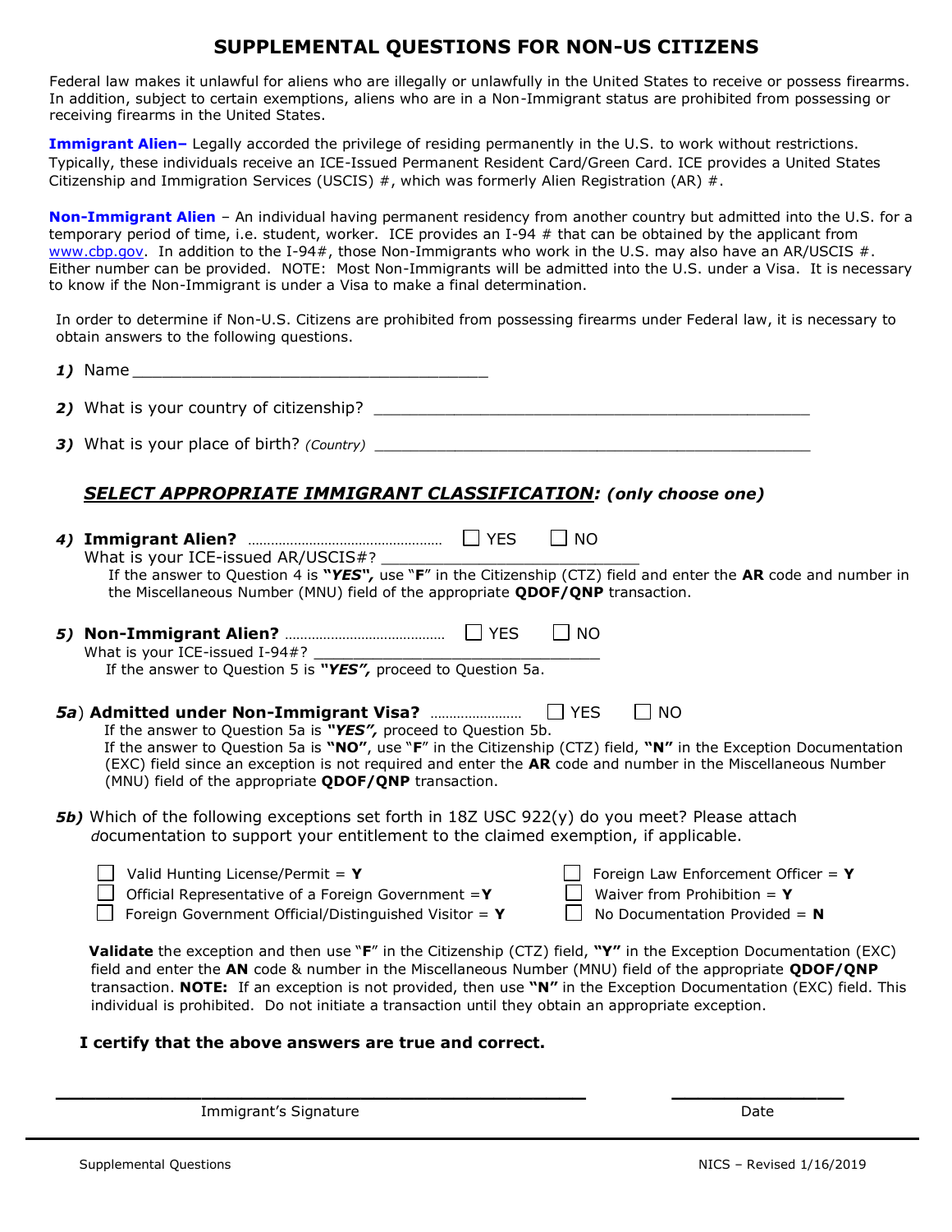# SUPPLEMENTAL QUESTIONS FOR NON-US CITIZENS

Federal law makes it unlawful for aliens who are illegally or unlawfully in the United States to receive or possess firearms. In addition, subject to certain exemptions, aliens who are in a Non-Immigrant status are prohibited from possessing or receiving firearms in the United States.

**Immigrant Alien–** Legally accorded the privilege of residing permanently in the U.S. to work without restrictions. Typically, these individuals receive an ICE-Issued Permanent Resident Card/Green Card. ICE provides a United States Citizenship and Immigration Services (USCIS) #, which was formerly Alien Registration (AR) #.

**Non-Immigrant Alien** – An individual having permanent residency from another country but admitted into the U.S. for a temporary period of time, i.e. student, worker. ICE provides an I-94 # that can be obtained by the applicant from www.cbp.gov. In addition to the I-94#, those Non-Immigrants who work in the U.S. may also have an AR/USCIS #. Either number can be provided. NOTE: Most Non-Immigrants will be admitted into the U.S. under a Visa. It is necessary to know if the Non-Immigrant is under a Visa to make a final determination.

In order to determine if Non-U.S. Citizens are prohibited from possessing firearms under Federal law, it is necessary to obtain answers to the following questions.

***1)*** Name ______________________________________

***2)*** What is your country of citizenship? ______________________________________________

***3)*** What is your place of birth? *(Country)* ______________________________________________

## ***SELECT APPROPRIATE IMMIGRANT CLASSIFICATION: (only choose one)***

***4)*** **Immigrant Alien?** ........................................ ☐ YES ☐ NO
What is your ICE-issued AR/USCIS#? ____________________________
If the answer to Question 4 is ***"YES",*** use "**F**" in the Citizenship (CTZ) field and enter the **AR** code and number in the Miscellaneous Number (MNU) field of the appropriate **QDOF/QNP** transaction.

***5)*** **Non-Immigrant Alien?** .............................. ☐ YES ☐ NO
What is your ICE-issued I-94#? ______________________________
If the answer to Question 5 is ***"YES",*** proceed to Question 5a.

***5a***) **Admitted under Non-Immigrant Visa?** .................. ☐ YES ☐ NO
If the answer to Question 5a is ***"YES",*** proceed to Question 5b.
If the answer to Question 5a is **"NO"**, use "**F**" in the Citizenship (CTZ) field, **"N"** in the Exception Documentation (EXC) field since an exception is not required and enter the **AR** code and number in the Miscellaneous Number (MNU) field of the appropriate **QDOF/QNP** transaction.

***5b)*** Which of the following exceptions set forth in 18Z USC 922(y) do you meet? Please attach documentation to support your entitlement to the claimed exemption, if applicable.

- ☐ Valid Hunting License/Permit = **Y**
- ☐ Official Representative of a Foreign Government =**Y**
- ☐ Foreign Government Official/Distinguished Visitor = **Y**
- ☐ Foreign Law Enforcement Officer = **Y**
- ☐ Waiver from Prohibition = **Y**
- ☐ No Documentation Provided = **N**

**Validate** the exception and then use "**F**" in the Citizenship (CTZ) field, **"Y"** in the Exception Documentation (EXC) field and enter the **AN** code & number in the Miscellaneous Number (MNU) field of the appropriate **QDOF/QNP** transaction. **NOTE:** If an exception is not provided, then use **"N"** in the Exception Documentation (EXC) field. This individual is prohibited. Do not initiate a transaction until they obtain an appropriate exception.

**I certify that the above answers are true and correct.**

______________________________________________ ________________
Immigrant's Signature Date

Supplemental Questions NICS – Revised 1/16/2019